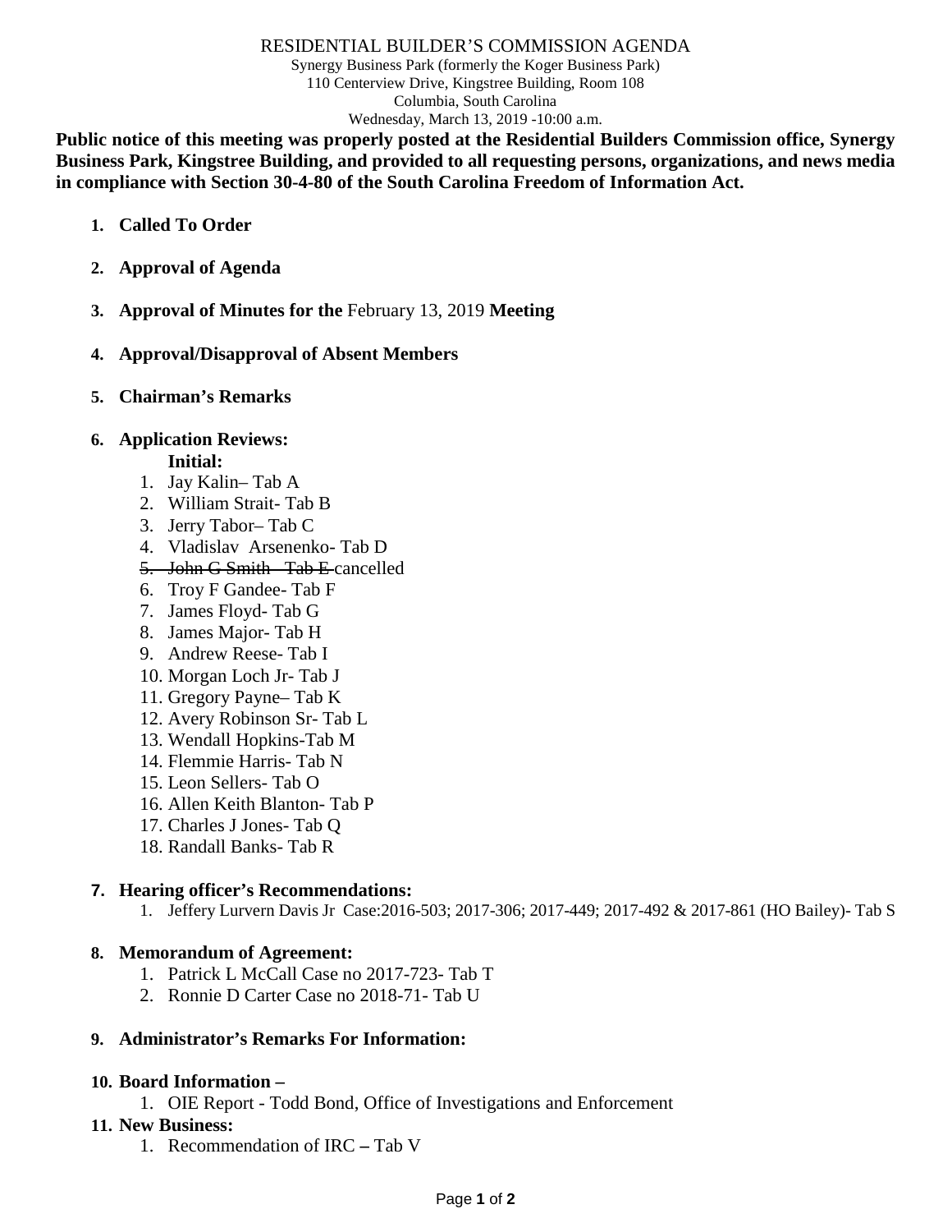# RESIDENTIAL BUILDER'S COMMISSION AGENDA

Synergy Business Park (formerly the Koger Business Park)
110 Centerview Drive, Kingstree Building, Room 108
Columbia, South Carolina
Wednesday, March 13, 2019 -10:00 a.m.

**Public notice of this meeting was properly posted at the Residential Builders Commission office, Synergy Business Park, Kingstree Building, and provided to all requesting persons, organizations, and news media in compliance with Section 30-4-80 of the South Carolina Freedom of Information Act.**

1. **Called To Order**
2. **Approval of Agenda**
3. **Approval of Minutes for the** February 13, 2019 **Meeting**
4. **Approval/Disapproval of Absent Members**
5. **Chairman's Remarks**
6. **Application Reviews:**

   **Initial:**
   1. Jay Kalin– Tab A
   2. William Strait- Tab B
   3. Jerry Tabor– Tab C
   4. Vladislav Arsenenko- Tab D
   5. ~~John G Smith - Tab E~~ cancelled
   6. Troy F Gandee- Tab F
   7. James Floyd- Tab G
   8. James Major- Tab H
   9. Andrew Reese- Tab I
   10. Morgan Loch Jr- Tab J
   11. Gregory Payne– Tab K
   12. Avery Robinson Sr- Tab L
   13. Wendall Hopkins-Tab M
   14. Flemmie Harris- Tab N
   15. Leon Sellers- Tab O
   16. Allen Keith Blanton- Tab P
   17. Charles J Jones- Tab Q
   18. Randall Banks- Tab R
7. **Hearing officer's Recommendations:**
   1. Jeffery Lurvern Davis Jr Case:2016-503; 2017-306; 2017-449; 2017-492 & 2017-861 (HO Bailey)- Tab S
8. **Memorandum of Agreement:**
   1. Patrick L McCall Case no 2017-723- Tab T
   2. Ronnie D Carter Case no 2018-71- Tab U
9. **Administrator's Remarks For Information:**
10. **Board Information –**
    1. OIE Report - Todd Bond, Office of Investigations and Enforcement
11. **New Business:**
    1. Recommendation of IRC **–** Tab V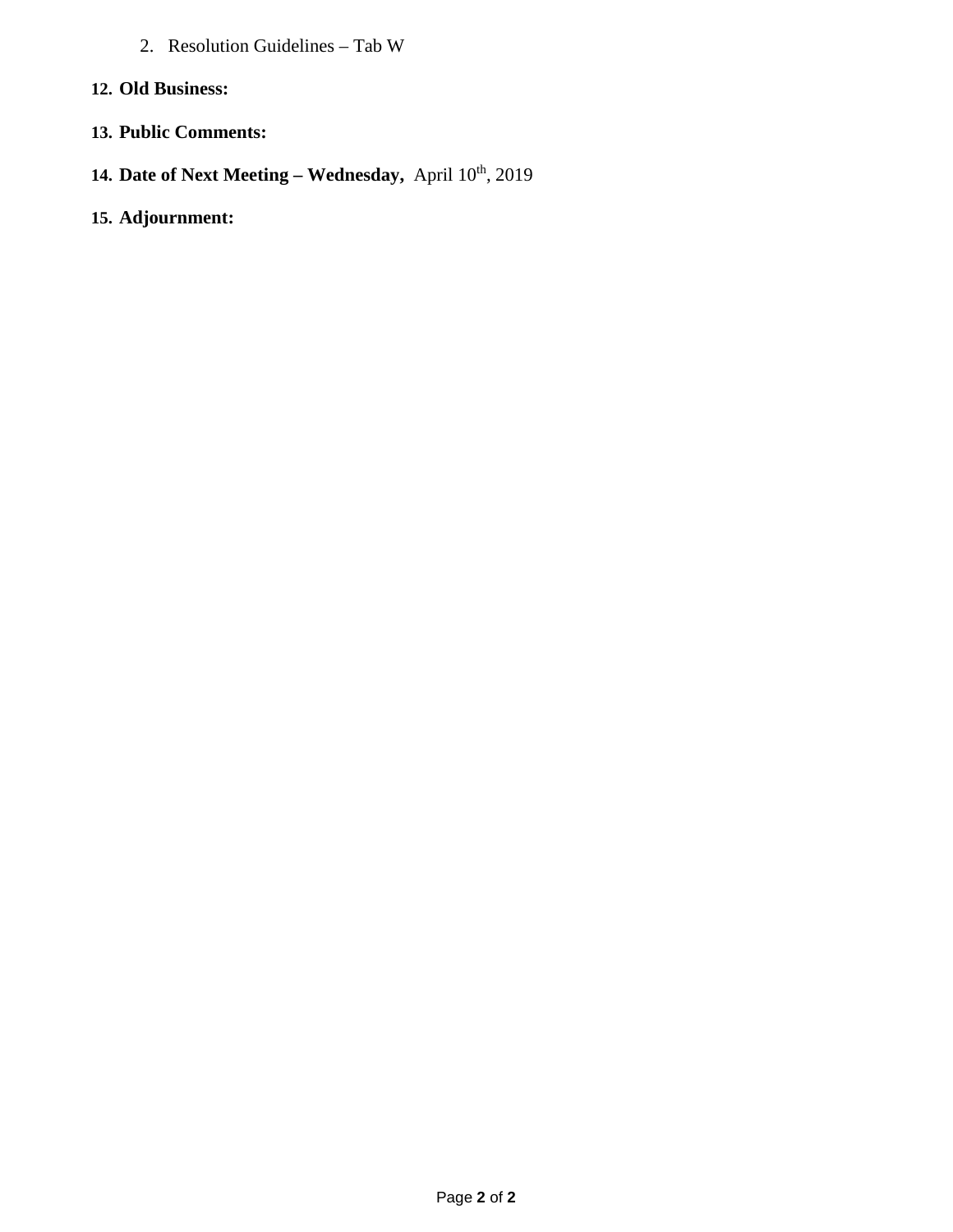2. Resolution Guidelines – Tab W

**12. Old Business:**

**13. Public Comments:**

**14. Date of Next Meeting – Wednesday,** April 10th, 2019

**15. Adjournment:**